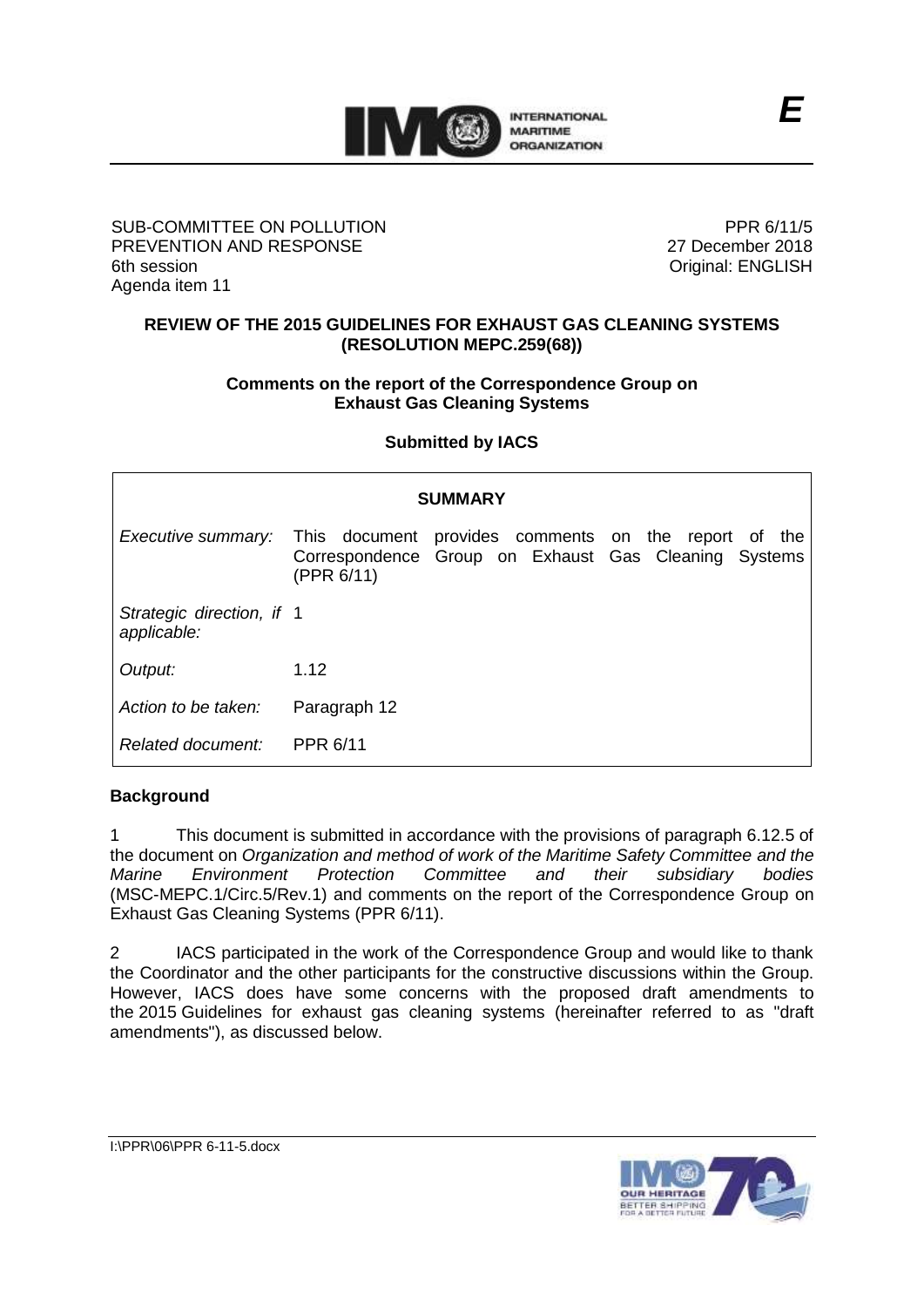E

SUB-COMMITTEE ON POLLUTION PREVENTION AND RESPONSE
6th session
Agenda item 11

PPR 6/11/5
27 December 2018
Original: ENGLISH

## REVIEW OF THE 2015 GUIDELINES FOR EXHAUST GAS CLEANING SYSTEMS (RESOLUTION MEPC.259(68))

### Comments on the report of the Correspondence Group on Exhaust Gas Cleaning Systems

**Submitted by IACS**

| SUMMARY | |
|---|---|
| *Executive summary:* | This document provides comments on the report of the Correspondence Group on Exhaust Gas Cleaning Systems (PPR 6/11) |
| *Strategic direction, if applicable:* | 1 |
| *Output:* | 1.12 |
| *Action to be taken:* | Paragraph 12 |
| *Related document:* | PPR 6/11 |

**Background**

1 This document is submitted in accordance with the provisions of paragraph 6.12.5 of the document on *Organization and method of work of the Maritime Safety Committee and the Marine Environment Protection Committee and their subsidiary bodies* (MSC-MEPC.1/Circ.5/Rev.1) and comments on the report of the Correspondence Group on Exhaust Gas Cleaning Systems (PPR 6/11).

2 IACS participated in the work of the Correspondence Group and would like to thank the Coordinator and the other participants for the constructive discussions within the Group. However, IACS does have some concerns with the proposed draft amendments to the 2015 Guidelines for exhaust gas cleaning systems (hereinafter referred to as "draft amendments"), as discussed below.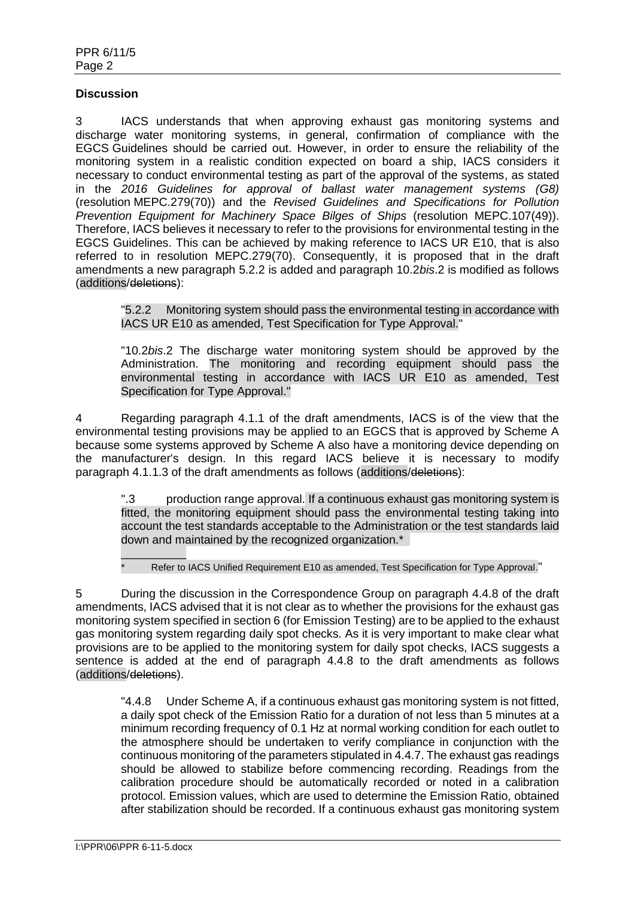**Discussion**

3 IACS understands that when approving exhaust gas monitoring systems and discharge water monitoring systems, in general, confirmation of compliance with the EGCS Guidelines should be carried out. However, in order to ensure the reliability of the monitoring system in a realistic condition expected on board a ship, IACS considers it necessary to conduct environmental testing as part of the approval of the systems, as stated in the *2016 Guidelines for approval of ballast water management systems (G8)* (resolution MEPC.279(70)) and the *Revised Guidelines and Specifications for Pollution Prevention Equipment for Machinery Space Bilges of Ships* (resolution MEPC.107(49)). Therefore, IACS believes it necessary to refer to the provisions for environmental testing in the EGCS Guidelines. This can be achieved by making reference to IACS UR E10, that is also referred to in resolution MEPC.279(70). Consequently, it is proposed that in the draft amendments a new paragraph 5.2.2 is added and paragraph 10.2*bis*.2 is modified as follows (additions/~~deletions~~):

> "5.2.2 Monitoring system should pass the environmental testing in accordance with IACS UR E10 as amended, Test Specification for Type Approval."

> "10.2*bis*.2 The discharge water monitoring system should be approved by the Administration. The monitoring and recording equipment should pass the environmental testing in accordance with IACS UR E10 as amended, Test Specification for Type Approval."

4 Regarding paragraph 4.1.1 of the draft amendments, IACS is of the view that the environmental testing provisions may be applied to an EGCS that is approved by Scheme A because some systems approved by Scheme A also have a monitoring device depending on the manufacturer's design. In this regard IACS believe it is necessary to modify paragraph 4.1.1.3 of the draft amendments as follows (additions/~~deletions~~):

> ".3 production range approval. If a continuous exhaust gas monitoring system is fitted, the monitoring equipment should pass the environmental testing taking into account the test standards acceptable to the Administration or the test standards laid down and maintained by the recognized organization.*
>
> ___________
>
> \* Refer to IACS Unified Requirement E10 as amended, Test Specification for Type Approval."

5 During the discussion in the Correspondence Group on paragraph 4.4.8 of the draft amendments, IACS advised that it is not clear as to whether the provisions for the exhaust gas monitoring system specified in section 6 (for Emission Testing) are to be applied to the exhaust gas monitoring system regarding daily spot checks. As it is very important to make clear what provisions are to be applied to the monitoring system for daily spot checks, IACS suggests a sentence is added at the end of paragraph 4.4.8 to the draft amendments as follows (additions/~~deletions~~).

> "4.4.8 Under Scheme A, if a continuous exhaust gas monitoring system is not fitted, a daily spot check of the Emission Ratio for a duration of not less than 5 minutes at a minimum recording frequency of 0.1 Hz at normal working condition for each outlet to the atmosphere should be undertaken to verify compliance in conjunction with the continuous monitoring of the parameters stipulated in 4.4.7. The exhaust gas readings should be allowed to stabilize before commencing recording. Readings from the calibration procedure should be automatically recorded or noted in a calibration protocol. Emission values, which are used to determine the Emission Ratio, obtained after stabilization should be recorded. If a continuous exhaust gas monitoring system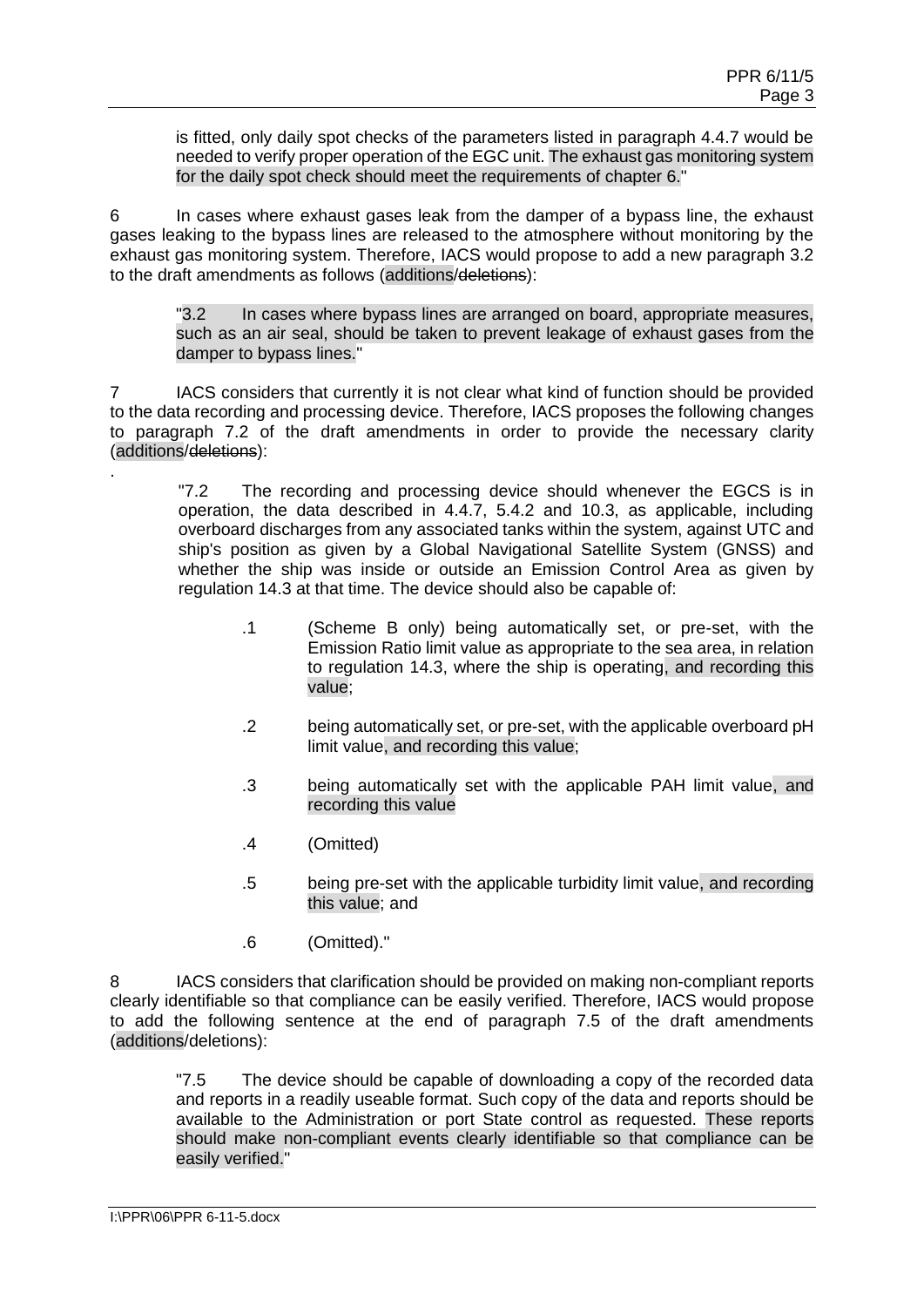is fitted, only daily spot checks of the parameters listed in paragraph 4.4.7 would be needed to verify proper operation of the EGC unit. The exhaust gas monitoring system for the daily spot check should meet the requirements of chapter 6."

6 In cases where exhaust gases leak from the damper of a bypass line, the exhaust gases leaking to the bypass lines are released to the atmosphere without monitoring by the exhaust gas monitoring system. Therefore, IACS would propose to add a new paragraph 3.2 to the draft amendments as follows (additions/~~deletions~~):

> "3.2 In cases where bypass lines are arranged on board, appropriate measures, such as an air seal, should be taken to prevent leakage of exhaust gases from the damper to bypass lines."

7 IACS considers that currently it is not clear what kind of function should be provided to the data recording and processing device. Therefore, IACS proposes the following changes to paragraph 7.2 of the draft amendments in order to provide the necessary clarity (additions/~~deletions~~):

.

> "7.2 The recording and processing device should whenever the EGCS is in operation, the data described in 4.4.7, 5.4.2 and 10.3, as applicable, including overboard discharges from any associated tanks within the system, against UTC and ship's position as given by a Global Navigational Satellite System (GNSS) and whether the ship was inside or outside an Emission Control Area as given by regulation 14.3 at that time. The device should also be capable of:
>
> .1 (Scheme B only) being automatically set, or pre-set, with the Emission Ratio limit value as appropriate to the sea area, in relation to regulation 14.3, where the ship is operating, and recording this value;
>
> .2 being automatically set, or pre-set, with the applicable overboard pH limit value, and recording this value;
>
> .3 being automatically set with the applicable PAH limit value, and recording this value
>
> .4 (Omitted)
>
> .5 being pre-set with the applicable turbidity limit value, and recording this value; and
>
> .6 (Omitted)."

8 IACS considers that clarification should be provided on making non-compliant reports clearly identifiable so that compliance can be easily verified. Therefore, IACS would propose to add the following sentence at the end of paragraph 7.5 of the draft amendments (additions/deletions):

> "7.5 The device should be capable of downloading a copy of the recorded data and reports in a readily useable format. Such copy of the data and reports should be available to the Administration or port State control as requested. These reports should make non-compliant events clearly identifiable so that compliance can be easily verified."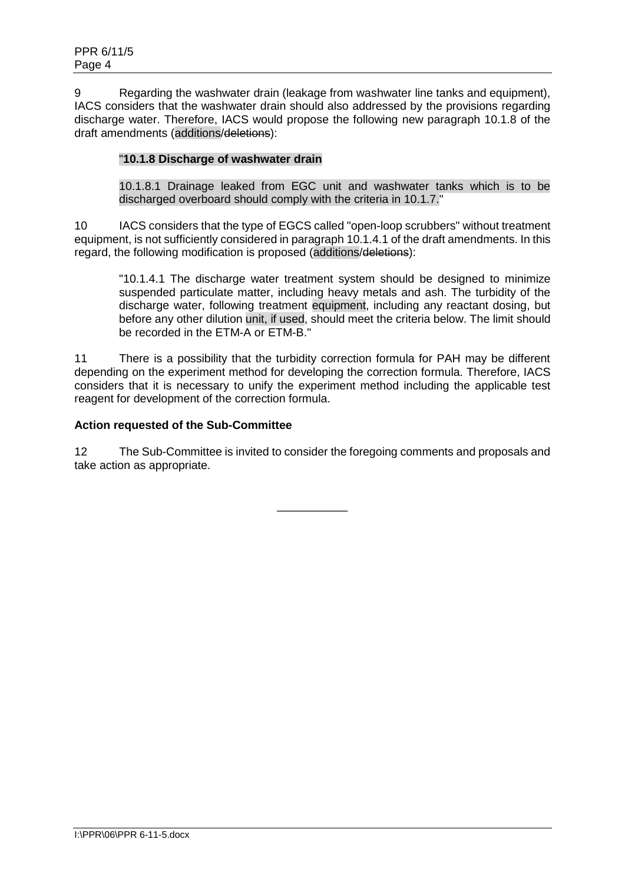9 Regarding the washwater drain (leakage from washwater line tanks and equipment), IACS considers that the washwater drain should also addressed by the provisions regarding discharge water. Therefore, IACS would propose the following new paragraph 10.1.8 of the draft amendments (additions/~~deletions~~):

> "**10.1.8 Discharge of washwater drain**
>
> 10.1.8.1 Drainage leaked from EGC unit and washwater tanks which is to be discharged overboard should comply with the criteria in 10.1.7."

10 IACS considers that the type of EGCS called "open-loop scrubbers" without treatment equipment, is not sufficiently considered in paragraph 10.1.4.1 of the draft amendments. In this regard, the following modification is proposed (additions/~~deletions~~):

> "10.1.4.1 The discharge water treatment system should be designed to minimize suspended particulate matter, including heavy metals and ash. The turbidity of the discharge water, following treatment equipment, including any reactant dosing, but before any other dilution unit, if used, should meet the criteria below. The limit should be recorded in the ETM-A or ETM-B."

11 There is a possibility that the turbidity correction formula for PAH may be different depending on the experiment method for developing the correction formula. Therefore, IACS considers that it is necessary to unify the experiment method including the applicable test reagent for development of the correction formula.

**Action requested of the Sub-Committee**

12 The Sub-Committee is invited to consider the foregoing comments and proposals and take action as appropriate.

___________